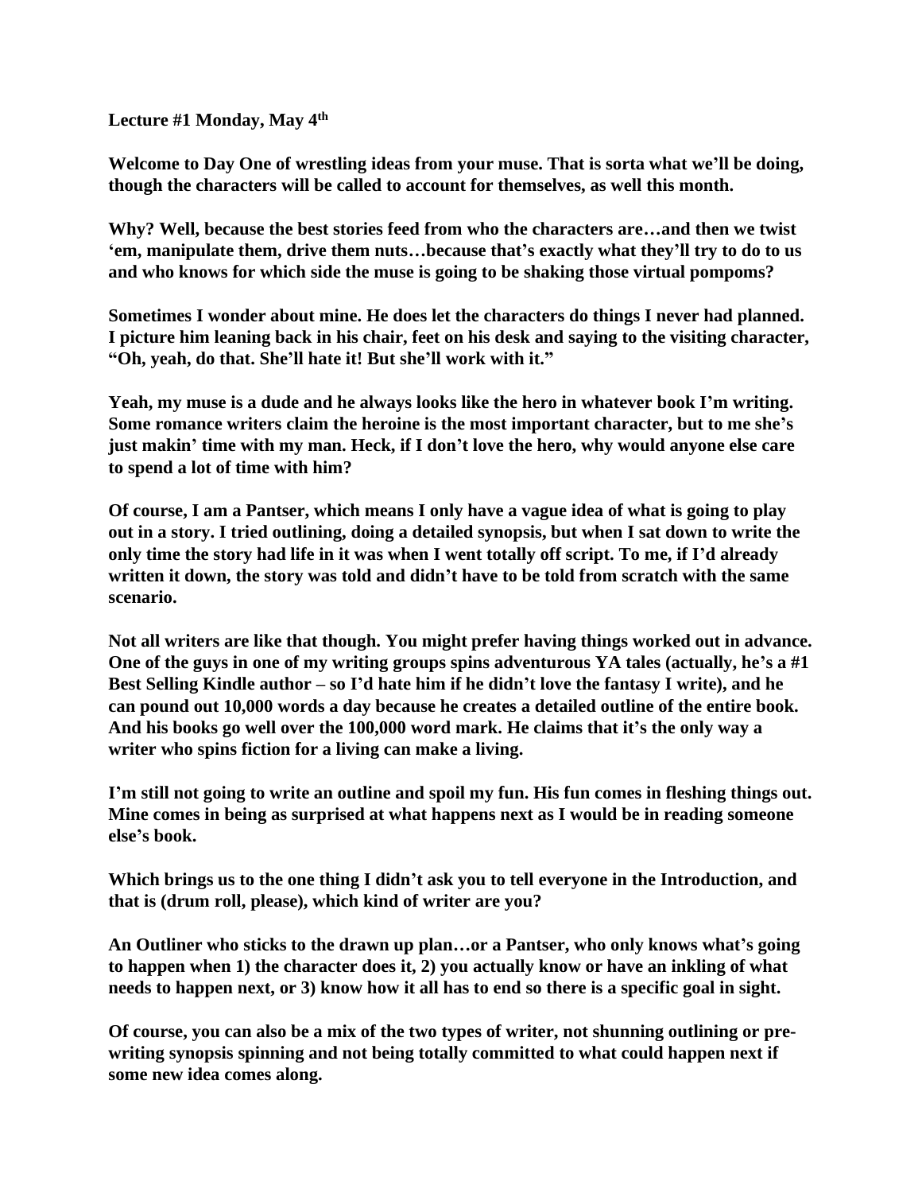**Lecture #1 Monday, May 4th**

**Welcome to Day One of wrestling ideas from your muse. That is sorta what we'll be doing, though the characters will be called to account for themselves, as well this month.**

**Why? Well, because the best stories feed from who the characters are…and then we twist 'em, manipulate them, drive them nuts…because that's exactly what they'll try to do to us and who knows for which side the muse is going to be shaking those virtual pompoms?**

**Sometimes I wonder about mine. He does let the characters do things I never had planned. I picture him leaning back in his chair, feet on his desk and saying to the visiting character, "Oh, yeah, do that. She'll hate it! But she'll work with it."**

**Yeah, my muse is a dude and he always looks like the hero in whatever book I'm writing. Some romance writers claim the heroine is the most important character, but to me she's just makin' time with my man. Heck, if I don't love the hero, why would anyone else care to spend a lot of time with him?**

**Of course, I am a Pantser, which means I only have a vague idea of what is going to play out in a story. I tried outlining, doing a detailed synopsis, but when I sat down to write the only time the story had life in it was when I went totally off script. To me, if I'd already written it down, the story was told and didn't have to be told from scratch with the same scenario.**

**Not all writers are like that though. You might prefer having things worked out in advance. One of the guys in one of my writing groups spins adventurous YA tales (actually, he's a #1 Best Selling Kindle author – so I'd hate him if he didn't love the fantasy I write), and he can pound out 10,000 words a day because he creates a detailed outline of the entire book. And his books go well over the 100,000 word mark. He claims that it's the only way a writer who spins fiction for a living can make a living.**

**I'm still not going to write an outline and spoil my fun. His fun comes in fleshing things out. Mine comes in being as surprised at what happens next as I would be in reading someone else's book.**

**Which brings us to the one thing I didn't ask you to tell everyone in the Introduction, and that is (drum roll, please), which kind of writer are you?**

**An Outliner who sticks to the drawn up plan…or a Pantser, who only knows what's going to happen when 1) the character does it, 2) you actually know or have an inkling of what needs to happen next, or 3) know how it all has to end so there is a specific goal in sight.**

**Of course, you can also be a mix of the two types of writer, not shunning outlining or pre-writing synopsis spinning and not being totally committed to what could happen next if some new idea comes along.**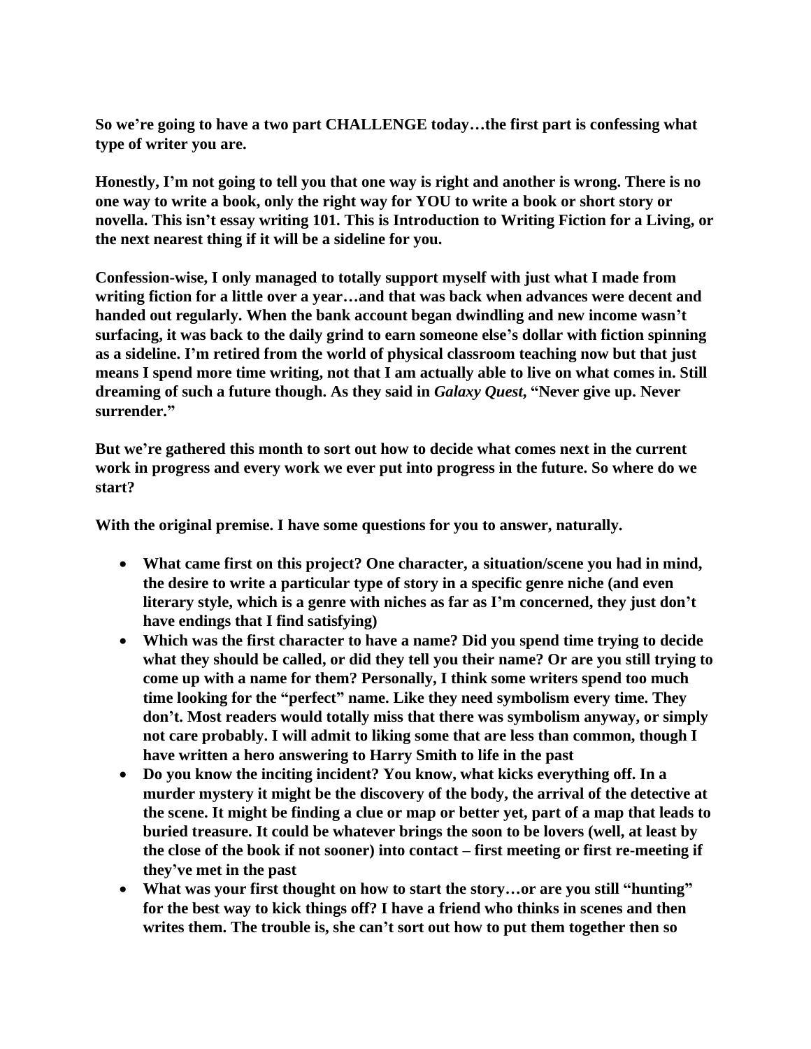**So we're going to have a two part CHALLENGE today…the first part is confessing what type of writer you are.**

**Honestly, I'm not going to tell you that one way is right and another is wrong. There is no one way to write a book, only the right way for YOU to write a book or short story or novella. This isn't essay writing 101. This is Introduction to Writing Fiction for a Living, or the next nearest thing if it will be a sideline for you.**

**Confession-wise, I only managed to totally support myself with just what I made from writing fiction for a little over a year…and that was back when advances were decent and handed out regularly. When the bank account began dwindling and new income wasn't surfacing, it was back to the daily grind to earn someone else's dollar with fiction spinning as a sideline. I'm retired from the world of physical classroom teaching now but that just means I spend more time writing, not that I am actually able to live on what comes in. Still dreaming of such a future though. As they said in *Galaxy Quest*, "Never give up. Never surrender."**

**But we're gathered this month to sort out how to decide what comes next in the current work in progress and every work we ever put into progress in the future. So where do we start?**

**With the original premise. I have some questions for you to answer, naturally.**

- **What came first on this project? One character, a situation/scene you had in mind, the desire to write a particular type of story in a specific genre niche (and even literary style, which is a genre with niches as far as I'm concerned, they just don't have endings that I find satisfying)**
- **Which was the first character to have a name? Did you spend time trying to decide what they should be called, or did they tell you their name? Or are you still trying to come up with a name for them? Personally, I think some writers spend too much time looking for the "perfect" name. Like they need symbolism every time. They don't. Most readers would totally miss that there was symbolism anyway, or simply not care probably. I will admit to liking some that are less than common, though I have written a hero answering to Harry Smith to life in the past**
- **Do you know the inciting incident? You know, what kicks everything off. In a murder mystery it might be the discovery of the body, the arrival of the detective at the scene. It might be finding a clue or map or better yet, part of a map that leads to buried treasure. It could be whatever brings the soon to be lovers (well, at least by the close of the book if not sooner) into contact – first meeting or first re-meeting if they've met in the past**
- **What was your first thought on how to start the story…or are you still "hunting" for the best way to kick things off? I have a friend who thinks in scenes and then writes them. The trouble is, she can't sort out how to put them together then so**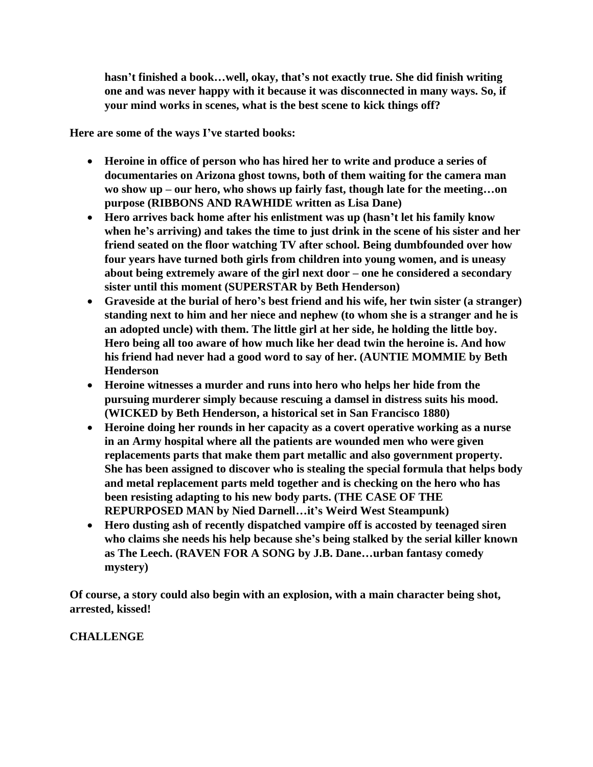**hasn't finished a book…well, okay, that's not exactly true. She did finish writing one and was never happy with it because it was disconnected in many ways. So, if your mind works in scenes, what is the best scene to kick things off?**

**Here are some of the ways I've started books:**

- **Heroine in office of person who has hired her to write and produce a series of documentaries on Arizona ghost towns, both of them waiting for the camera man wo show up – our hero, who shows up fairly fast, though late for the meeting…on purpose (RIBBONS AND RAWHIDE written as Lisa Dane)**
- **Hero arrives back home after his enlistment was up (hasn't let his family know when he's arriving) and takes the time to just drink in the scene of his sister and her friend seated on the floor watching TV after school. Being dumbfounded over how four years have turned both girls from children into young women, and is uneasy about being extremely aware of the girl next door – one he considered a secondary sister until this moment (SUPERSTAR by Beth Henderson)**
- **Graveside at the burial of hero's best friend and his wife, her twin sister (a stranger) standing next to him and her niece and nephew (to whom she is a stranger and he is an adopted uncle) with them. The little girl at her side, he holding the little boy. Hero being all too aware of how much like her dead twin the heroine is. And how his friend had never had a good word to say of her. (AUNTIE MOMMIE by Beth Henderson**
- **Heroine witnesses a murder and runs into hero who helps her hide from the pursuing murderer simply because rescuing a damsel in distress suits his mood. (WICKED by Beth Henderson, a historical set in San Francisco 1880)**
- **Heroine doing her rounds in her capacity as a covert operative working as a nurse in an Army hospital where all the patients are wounded men who were given replacements parts that make them part metallic and also government property. She has been assigned to discover who is stealing the special formula that helps body and metal replacement parts meld together and is checking on the hero who has been resisting adapting to his new body parts. (THE CASE OF THE REPURPOSED MAN by Nied Darnell…it's Weird West Steampunk)**
- **Hero dusting ash of recently dispatched vampire off is accosted by teenaged siren who claims she needs his help because she's being stalked by the serial killer known as The Leech. (RAVEN FOR A SONG by J.B. Dane…urban fantasy comedy mystery)**

**Of course, a story could also begin with an explosion, with a main character being shot, arrested, kissed!**

**CHALLENGE**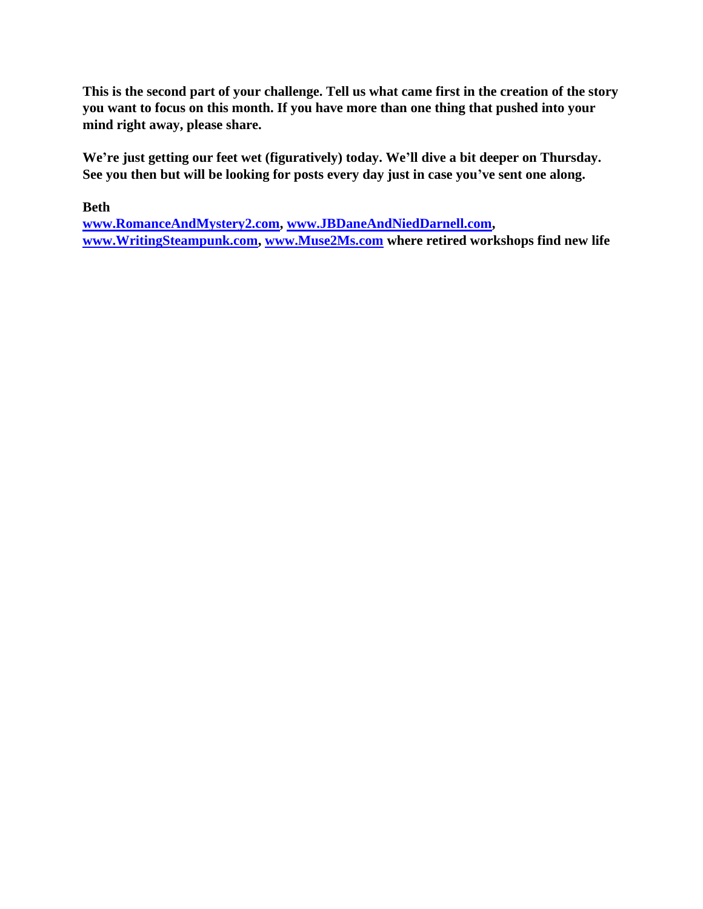**This is the second part of your challenge. Tell us what came first in the creation of the story you want to focus on this month. If you have more than one thing that pushed into your mind right away, please share.**

**We're just getting our feet wet (figuratively) today. We'll dive a bit deeper on Thursday. See you then but will be looking for posts every day just in case you've sent one along.**

**Beth**
**www.RomanceAndMystery2.com, www.JBDaneAndNiedDarnell.com, www.WritingSteampunk.com, www.Muse2Ms.com where retired workshops find new life**